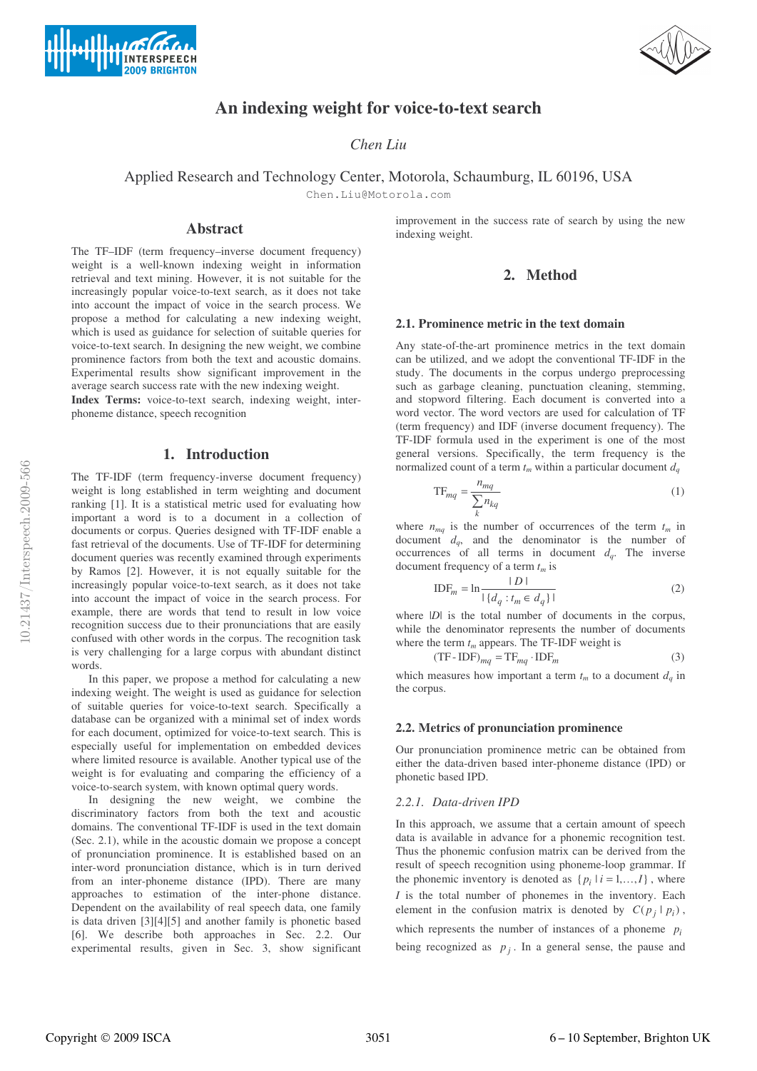# An indexing weight for voice-to-text search

*Chen Liu*

Applied Research and Technology Center, Motorola, Schaumburg, IL 60196, USA

Chen.Liu@Motorola.com

## Abstract

The TF–IDF (term frequency–inverse document frequency) weight is a well-known indexing weight in information retrieval and text mining. However, it is not suitable for the increasingly popular voice-to-text search, as it does not take into account the impact of voice in the search process. We propose a method for calculating a new indexing weight, which is used as guidance for selection of suitable queries for voice-to-text search. In designing the new weight, we combine prominence factors from both the text and acoustic domains. Experimental results show significant improvement in the average search success rate with the new indexing weight.

**Index Terms:** voice-to-text search, indexing weight, inter-phoneme distance, speech recognition

## 1. Introduction

The TF-IDF (term frequency-inverse document frequency) weight is long established in term weighting and document ranking [1]. It is a statistical metric used for evaluating how important a word is to a document in a collection of documents or corpus. Queries designed with TF-IDF enable a fast retrieval of the documents. Use of TF-IDF for determining document queries was recently examined through experiments by Ramos [2]. However, it is not equally suitable for the increasingly popular voice-to-text search, as it does not take into account the impact of voice in the search process. For example, there are words that tend to result in low voice recognition success due to their pronunciations that are easily confused with other words in the corpus. The recognition task is very challenging for a large corpus with abundant distinct words.

In this paper, we propose a method for calculating a new indexing weight. The weight is used as guidance for selection of suitable queries for voice-to-text search. Specifically, a database can be organized with a minimal set of index words for each document, optimized for voice-to-text search. This is especially useful for implementation on embedded devices where limited resource is available. Another typical use of the weight is for evaluating and comparing the efficiency of a voice-to-search system, with known optimal query words.

In designing the new weight, we combine the discriminatory factors from both the text and acoustic domains. The conventional TF-IDF is used in the text domain (Sec. 2.1), while in the acoustic domain we propose a concept of pronunciation prominence. It is established based on an inter-word pronunciation distance, which is in turn derived from an inter-phoneme distance (IPD). There are many approaches to estimation of the inter-phone distance. Dependent on the availability of real speech data, one family is data driven [3][4][5] and another family is phonetic based [6]. We describe both approaches in Sec. 2.2. Our experimental results, given in Sec. 3, show significant improvement in the success rate of search by using the new indexing weight.

## 2. Method

### 2.1. Prominence metric in the text domain

Any state-of-the-art prominence metrics in the text domain can be utilized, and we adopt the conventional TF-IDF in the study. The documents in the corpus undergo preprocessing such as garbage cleaning, punctuation cleaning, stemming, and stopword filtering. Each document is converted into a word vector. The word vectors are used for calculation of TF (term frequency) and IDF (inverse document frequency). The TF-IDF formula used in the experiment is one of the most general versions. Specifically, the term frequency is the normalized count of a term $t_m$ within a particular document $d_q$

$$\mathrm{TF}_{mq} = \frac{n_{mq}}{\sum_k n_{kq}} \tag{1}$$

where $n_{mq}$ is the number of occurrences of the term $t_m$ in document $d_q$, and the denominator is the number of occurrences of all terms in document $d_q$. The inverse document frequency of a term $t_m$ is

$$\mathrm{IDF}_m = \ln \frac{|D|}{|\{d_q : t_m \in d_q\}|} \tag{2}$$

where $|D|$ is the total number of documents in the corpus, while the denominator represents the number of documents where the term $t_m$ appears. The TF-IDF weight is

$$(\mathrm{TF\text{-}IDF})_{mq} = \mathrm{TF}_{mq} \cdot \mathrm{IDF}_m \tag{3}$$

which measures how important a term $t_m$ to a document $d_q$ in the corpus.

### 2.2. Metrics of pronunciation prominence

Our pronunciation prominence metric can be obtained from either the data-driven based inter-phoneme distance (IPD) or phonetic based IPD.

#### 2.2.1. Data-driven IPD

In this approach, we assume that a certain amount of speech data is available in advance for a phonemic recognition test. Thus the phonemic confusion matrix can be derived from the result of speech recognition using phoneme-loop grammar. If the phonemic inventory is denoted as $\{p_i \mid i = 1, \ldots, I\}$, where $I$ is the total number of phonemes in the inventory. Each element in the confusion matrix is denoted by $C(p_j \mid p_i)$, which represents the number of instances of a phoneme $p_i$ being recognized as $p_j$. In a general sense, the pause and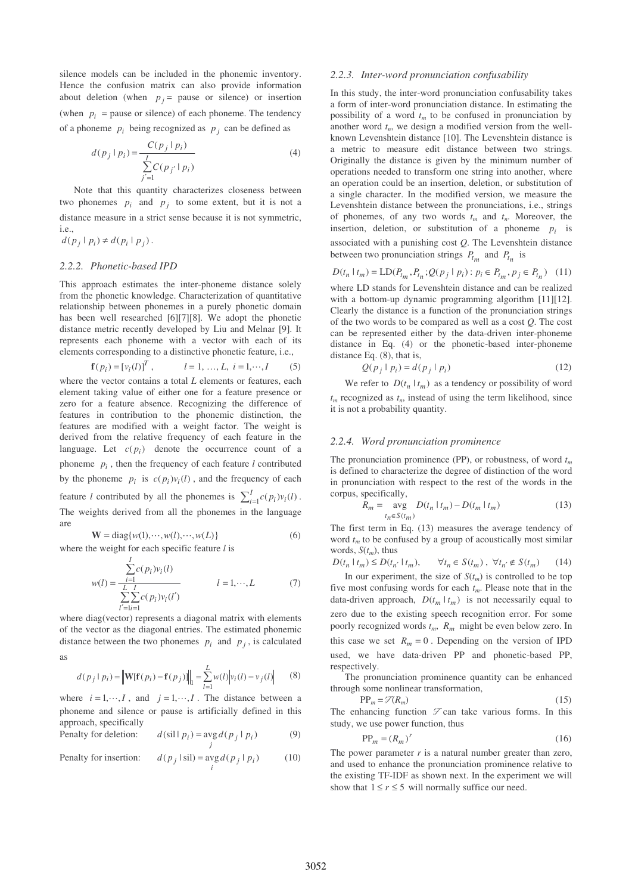silence models can be included in the phonemic inventory. Hence the confusion matrix can also provide information about deletion (when $p_j =$ pause or silence) or insertion (when $p_i =$ pause or silence) of each phoneme. The tendency of a phoneme $p_i$ being recognized as $p_j$ can be defined as

$$d(p_j \mid p_i) = \frac{C(p_j \mid p_i)}{\sum_{j'=1}^{I} C(p_{j'} \mid p_i)} \tag{4}$$

Note that this quantity characterizes closeness between two phonemes $p_i$ and $p_j$ to some extent, but it is not a distance measure in a strict sense because it is not symmetric, i.e.,

$d(p_j \mid p_i) \neq d(p_i \mid p_j)$.

### 2.2.2. Phonetic-based IPD

This approach estimates the inter-phoneme distance solely from the phonetic knowledge. Characterization of quantitative relationship between phonemes in a purely phonetic domain has been well researched [6][7][8]. We adopt the phonetic distance metric recently developed by Liu and Melnar [9]. It represents each phoneme with a vector with each of its elements corresponding to a distinctive phonetic feature, i.e.,

$$\mathbf{f}(p_i) = [v_i(l)]^T, \qquad l = 1, \ldots, L, \; i = 1, \cdots, I \tag{5}$$

where the vector contains a total $L$ elements or features, each element taking value of either one for a feature presence or zero for a feature absence. Recognizing the difference of features in contribution to the phonemic distinction, the features are modified with a weight factor. The weight is derived from the relative frequency of each feature in the language. Let $c(p_i)$ denote the occurrence count of a phoneme $p_i$, then the frequency of each feature $l$ contributed by the phoneme $p_i$ is $c(p_i)v_i(l)$, and the frequency of each feature $l$ contributed by all the phonemes is $\sum_{i=1}^{I} c(p_i)v_i(l)$. The weights derived from all the phonemes in the language are

$$\mathbf{W} = \text{diag}\{w(1), \cdots, w(l), \cdots, w(L)\} \tag{6}$$

where the weight for each specific feature $l$ is

$$w(l) = \frac{\sum_{i=1}^{I} c(p_i)v_i(l)}{\sum_{l'=1}^{L}\sum_{i=1}^{I} c(p_i)v_i(l')} \qquad l = 1, \cdots, L \tag{7}$$

where diag(vector) represents a diagonal matrix with elements of the vector as the diagonal entries. The estimated phonemic distance between the two phonemes $p_i$ and $p_j$, is calculated as

$$d(p_j \mid p_i) = \left\| \mathbf{W}[\mathbf{f}(p_i) - \mathbf{f}(p_j)] \right\|_1 = \sum_{l=1}^{L} w(l) \left| v_i(l) - v_j(l) \right| \tag{8}$$

where $i = 1, \cdots, I$, and $j = 1, \cdots, I$. The distance between a phoneme and silence or pause is artificially defined in this approach, specifically

Penalty for deletion: $$d(\text{sil} \mid p_i) = \underset{j}{\text{avg}}\, d(p_j \mid p_i) \tag{9}$$

Penalty for insertion: $$d(p_j \mid \text{sil}) = \underset{i}{\text{avg}}\, d(p_j \mid p_i) \tag{10}$$

### 2.2.3. Inter-word pronunciation confusability

In this study, the inter-word pronunciation confusability takes a form of inter-word pronunciation distance. In estimating the possibility of a word $t_m$ to be confused in pronunciation by another word $t_n$, we design a modified version from the well-known Levenshtein distance [10]. The Levenshtein distance is a metric to measure edit distance between two strings. Originally the distance is given by the minimum number of operations needed to transform one string into another, where an operation could be an insertion, deletion, or substitution of a single character. In the modified version, we measure the Levenshtein distance between the pronunciations, i.e., strings of phonemes, of any two words $t_m$ and $t_n$. Moreover, the insertion, deletion, or substitution of a phoneme $p_i$ is associated with a punishing cost $Q$. The Levenshtein distance between two pronunciation strings $P_{t_m}$ and $P_{t_n}$ is

$$D(t_n \mid t_m) = \text{LD}(P_{t_m}, P_{t_n}; Q(p_j \mid p_i) : p_i \in P_{t_m}, p_j \in P_{t_n}) \tag{11}$$

where LD stands for Levenshtein distance and can be realized with a bottom-up dynamic programming algorithm [11][12]. Clearly the distance is a function of the pronunciation strings of the two words to be compared as well as a cost $Q$. The cost can be represented either by the data-driven inter-phoneme distance in Eq. (4) or the phonetic-based inter-phoneme distance Eq. (8), that is,

$$Q(p_j \mid p_i) = d(p_j \mid p_i) \tag{12}$$

We refer to $D(t_n \mid t_m)$ as a tendency or possibility of word $t_m$ recognized as $t_n$, instead of using the term likelihood, since it is not a probability quantity.

### 2.2.4. Word pronunciation prominence

The pronunciation prominence (PP), or robustness, of word $t_m$ is defined to characterize the degree of distinction of the word in pronunciation with respect to the rest of the words in the corpus, specifically,

$$R_m = \underset{t_n \in S(t_m)}{\text{avg}} D(t_n \mid t_m) - D(t_m \mid t_m) \tag{13}$$

The first term in Eq. (13) measures the average tendency of word $t_m$ to be confused by a group of acoustically most similar words, $S(t_m)$, thus

$$D(t_n \mid t_m) \le D(t_{n'} \mid t_m), \qquad \forall t_n \in S(t_m), \; \forall t_{n'} \notin S(t_m) \tag{14}$$

In our experiment, the size of $S(t_m)$ is controlled to be top five most confusing words for each $t_m$. Please note that in the data-driven approach, $D(t_m \mid t_m)$ is not necessarily equal to zero due to the existing speech recognition error. For some poorly recognized words $t_m$, $R_m$ might be even below zero. In this case we set $R_m = 0$. Depending on the version of IPD used, we have data-driven PP and phonetic-based PP, respectively.

The pronunciation prominence quantity can be enhanced through some nonlinear transformation,

$$\text{PP}_m = \mathscr{T}(R_m) \tag{15}$$

The enhancing function $\mathscr{T}$ can take various forms. In this study, we use power function, thus

$$\text{PP}_m = (R_m)^r \tag{16}$$

The power parameter $r$ is a natural number greater than zero, and used to enhance the pronunciation prominence relative to the existing TF-IDF as shown next. In the experiment we will show that $1 \le r \le 5$ will normally suffice our need.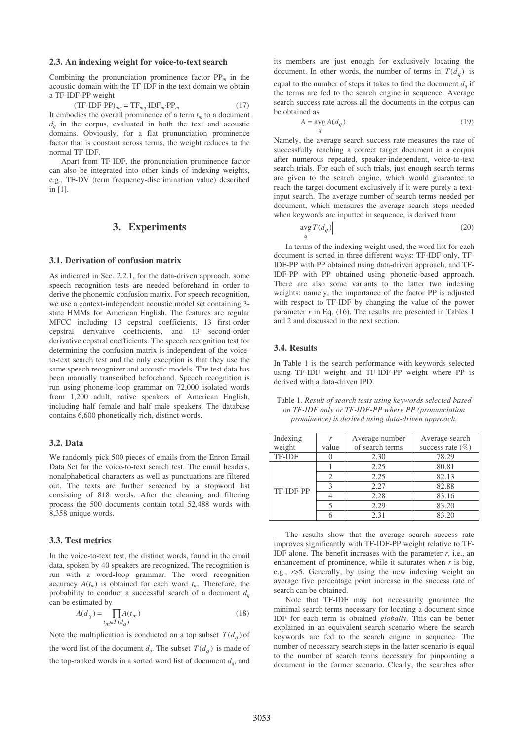### 2.3. An indexing weight for voice-to-text search

Combining the pronunciation prominence factor $PP_m$ in the acoustic domain with the TF-IDF in the text domain we obtain a TF-IDF-PP weight

$$(\text{TF-IDF-PP})_{mq} = \text{TF}_{mq} \cdot \text{IDF}_m \cdot \text{PP}_m \tag{17}$$

It embodies the overall prominence of a term $t_m$ to a document $d_q$ in the corpus, evaluated in both the text and acoustic domains. Obviously, for a flat pronunciation prominence factor that is constant across terms, the weight reduces to the normal TF-IDF.

Apart from TF-IDF, the pronunciation prominence factor can also be integrated into other kinds of indexing weights, e.g., TF-DV (term frequency-discrimination value) described in [1].

## 3. Experiments

### 3.1. Derivation of confusion matrix

As indicated in Sec. 2.2.1, for the data-driven approach, some speech recognition tests are needed beforehand in order to derive the phonemic confusion matrix. For speech recognition, we use a context-independent acoustic model set containing 3-state HMMs for American English. The features are regular MFCC including 13 cepstral coefficients, 13 first-order cepstral derivative coefficients, and 13 second-order derivative cepstral coefficients. The speech recognition test for determining the confusion matrix is independent of the voice-to-text search test and the only exception is that they use the same speech recognizer and acoustic models. The test data has been manually transcribed beforehand. Speech recognition is run using phoneme-loop grammar on 72,000 isolated words from 1,200 adult, native speakers of American English, including half female and half male speakers. The database contains 6,600 phonetically rich, distinct words.

### 3.2. Data

We randomly pick 500 pieces of emails from the Enron Email Data Set for the voice-to-text search test. The email headers, nonalphabetical characters as well as punctuations are filtered out. The texts are further screened by a stopword list consisting of 818 words. After the cleaning and filtering process the 500 documents contain total 52,488 words with 8,358 unique words.

### 3.3. Test metrics

In the voice-to-text test, the distinct words, found in the email data, spoken by 40 speakers are recognized. The recognition is run with a word-loop grammar. The word recognition accuracy $A(t_m)$ is obtained for each word $t_m$. Therefore, the probability to conduct a successful search of a document $d_q$ can be estimated by

$$A(d_q) = \prod_{t_m \in T(d_q)} A(t_m) \tag{18}$$

Note the multiplication is conducted on a top subset $T(d_q)$ of the word list of the document $d_q$. The subset $T(d_q)$ is made of the top-ranked words in a sorted word list of document $d_q$, and its members are just enough for exclusively locating the document. In other words, the number of terms in $T(d_q)$ is equal to the number of steps it takes to find the document $d_q$ if the terms are fed to the search engine in sequence. Average search success rate across all the documents in the corpus can be obtained as

$$A = \operatorname*{avg}_q A(d_q) \tag{19}$$

Namely, the average search success rate measures the rate of successfully reaching a correct target document in a corpus after numerous repeated, speaker-independent, voice-to-text search trials. For each of such trials, just enough search terms are given to the search engine, which would guarantee to reach the target document exclusively if it were purely a text-input search. The average number of search terms needed per document, which measures the average search steps needed when keywords are inputted in sequence, is derived from

$$\operatorname*{avg}_q \left| T(d_q) \right| \tag{20}$$

In terms of the indexing weight used, the word list for each document is sorted in three different ways: TF-IDF only, TF-IDF-PP with PP obtained using data-driven approach, and TF-IDF-PP with PP obtained using phonetic-based approach. There are also some variants to the latter two indexing weights; namely, the importance of the factor PP is adjusted with respect to TF-IDF by changing the value of the power parameter $r$ in Eq. (16). The results are presented in Tables 1 and 2 and discussed in the next section.

### 3.4. Results

In Table 1 is the search performance with keywords selected using TF-IDF weight and TF-IDF-PP weight where PP is derived with a data-driven IPD.

Table 1. *Result of search tests using keywords selected based on TF-IDF only or TF-IDF-PP where PP (pronunciation prominence) is derived using data-driven approach.*

| Indexing weight | $r$ value | Average number of search terms | Average search success rate (%) |
|---|---|---|---|
| TF-IDF | 0 | 2.30 | 78.29 |
| TF-IDF-PP | 1 | 2.25 | 80.81 |
| | 2 | 2.25 | 82.13 |
| | 3 | 2.27 | 82.88 |
| | 4 | 2.28 | 83.16 |
| | 5 | 2.29 | 83.20 |
| | 6 | 2.31 | 83.20 |

The results show that the average search success rate improves significantly with TF-IDF-PP weight relative to TF-IDF alone. The benefit increases with the parameter $r$, i.e., an enhancement of prominence, while it saturates when $r$ is big, e.g., $r>5$. Generally, by using the new indexing weight an average five percentage point increase in the success rate of search can be obtained.

Note that TF-IDF may not necessarily guarantee the minimal search terms necessary for locating a document since IDF for each term is obtained *globally*. This can be better explained in an equivalent search scenario where the search keywords are fed to the search engine in sequence. The number of necessary search steps in the latter scenario is equal to the number of search terms necessary for pinpointing a document in the former scenario. Clearly, the searches after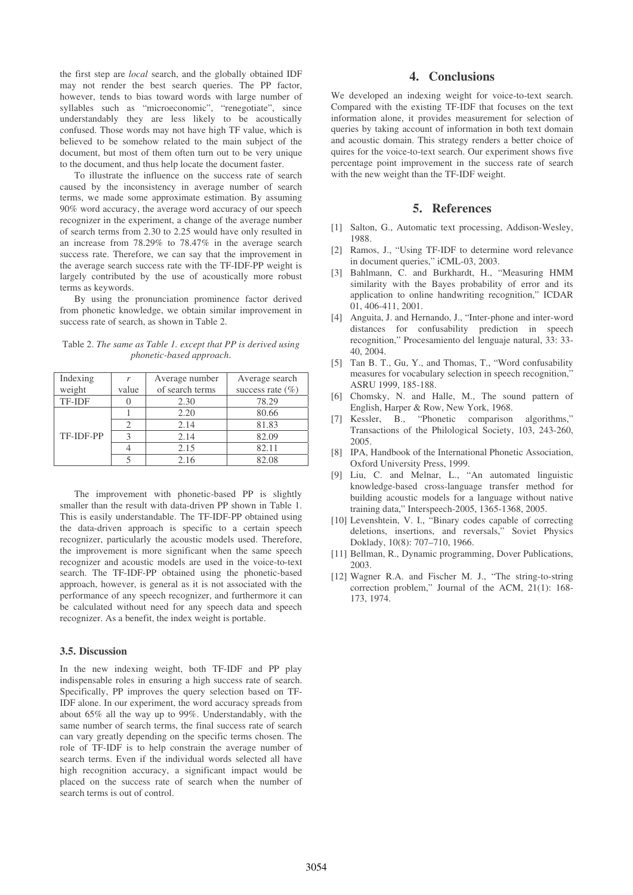the first step are *local* search, and the globally obtained IDF may not render the best search queries. The PP factor, however, tends to bias toward words with large number of syllables such as "microeconomic", "renegotiate", since understandably they are less likely to be acoustically confused. Those words may not have high TF value, which is believed to be somehow related to the main subject of the document, but most of them often turn out to be very unique to the document, and thus help locate the document faster.

To illustrate the influence on the success rate of search caused by the inconsistency in average number of search terms, we made some approximate estimation. By assuming 90% word accuracy, the average word accuracy of our speech recognizer in the experiment, a change of the average number of search terms from 2.30 to 2.25 would have only resulted in an increase from 78.29% to 78.47% in the average search success rate. Therefore, we can say that the improvement in the average search success rate with the TF-IDF-PP weight is largely contributed by the use of acoustically more robust terms as keywords.

By using the pronunciation prominence factor derived from phonetic knowledge, we obtain similar improvement in success rate of search, as shown in Table 2.

Table 2. *The same as Table 1. except that PP is derived using phonetic-based approach.*

| Indexing weight | $r$ value | Average number of search terms | Average search success rate (%) |
|---|---|---|---|
| TF-IDF | 0 | 2.30 | 78.29 |
| TF-IDF-PP | 1 | 2.20 | 80.66 |
| | 2 | 2.14 | 81.83 |
| | 3 | 2.14 | 82.09 |
| | 4 | 2.15 | 82.11 |
| | 5 | 2.16 | 82.08 |

The improvement with phonetic-based PP is slightly smaller than the result with data-driven PP shown in Table 1. This is easily understandable. The TF-IDF-PP obtained using the data-driven approach is specific to a certain speech recognizer, particularly the acoustic models used. Therefore, the improvement is more significant when the same speech recognizer and acoustic models are used in the voice-to-text search. The TF-IDF-PP obtained using the phonetic-based approach, however, is general as it is not associated with the performance of any speech recognizer, and furthermore it can be calculated without need for any speech data and speech recognizer. As a benefit, the index weight is portable.

### 3.5. Discussion

In the new indexing weight, both TF-IDF and PP play indispensable roles in ensuring a high success rate of search. Specifically, PP improves the query selection based on TF-IDF alone. In our experiment, the word accuracy spreads from about 65% all the way up to 99%. Understandably, with the same number of search terms, the final success rate of search can vary greatly depending on the specific terms chosen. The role of TF-IDF is to help constrain the average number of search terms. Even if the individual words selected all have high recognition accuracy, a significant impact would be placed on the success rate of search when the number of search terms is out of control.

## 4. Conclusions

We developed an indexing weight for voice-to-text search. Compared with the existing TF-IDF that focuses on the text information alone, it provides measurement for selection of queries by taking account of information in both text domain and acoustic domain. This strategy renders a better choice of quires for the voice-to-text search. Our experiment shows five percentage point improvement in the success rate of search with the new weight than the TF-IDF weight.

## 5. References

[1] Salton, G., Automatic text processing, Addison-Wesley, 1988.

[2] Ramos, J., "Using TF-IDF to determine word relevance in document queries," iCML-03, 2003.

[3] Bahlmann, C. and Burkhardt, H., "Measuring HMM similarity with the Bayes probability of error and its application to online handwriting recognition," ICDAR 01, 406-411, 2001.

[4] Anguita, J. and Hernando, J., "Inter-phone and inter-word distances for confusability prediction in speech recognition," Procesamiento del lenguaje natural, 33: 33-40, 2004.

[5] Tan B. T., Gu, Y., and Thomas, T., "Word confusability measures for vocabulary selection in speech recognition," ASRU 1999, 185-188.

[6] Chomsky, N. and Halle, M., The sound pattern of English, Harper & Row, New York, 1968.

[7] Kessler, B., "Phonetic comparison algorithms," Transactions of the Philological Society, 103, 243-260, 2005.

[8] IPA, Handbook of the International Phonetic Association, Oxford University Press, 1999.

[9] Liu, C. and Melnar, L., "An automated linguistic knowledge-based cross-language transfer method for building acoustic models for a language without native training data," Interspeech-2005, 1365-1368, 2005.

[10] Levenshtein, V. I., "Binary codes capable of correcting deletions, insertions, and reversals," Soviet Physics Doklady, 10(8): 707–710, 1966.

[11] Bellman, R., Dynamic programming, Dover Publications, 2003.

[12] Wagner R.A. and Fischer M. J., "The string-to-string correction problem," Journal of the ACM, 21(1): 168-173, 1974.